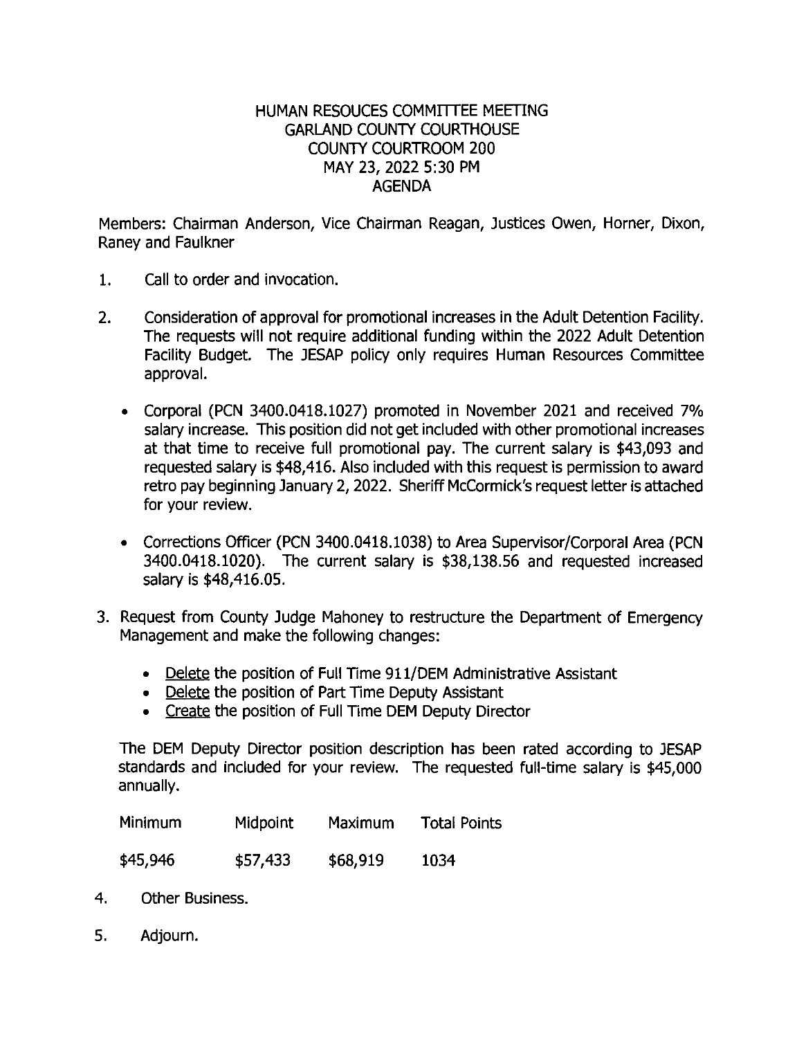# HUMAN RESOUCES COMMITTEE MEETING
## GARLAND COUNTY COURTHOUSE
## COUNTY COURTROOM 200
## MAY 23, 2022 5:30 PM
## AGENDA

Members: Chairman Anderson, Vice Chairman Reagan, Justices Owen, Horner, Dixon, Raney and Faulkner

1. Call to order and invocation.

2. Consideration of approval for promotional increases in the Adult Detention Facility. The requests will not require additional funding within the 2022 Adult Detention Facility Budget. The JESAP policy only requires Human Resources Committee approval.

   - Corporal (PCN 3400.0418.1027) promoted in November 2021 and received 7% salary increase. This position did not get included with other promotional increases at that time to receive full promotional pay. The current salary is $43,093 and requested salary is $48,416. Also included with this request is permission to award retro pay beginning January 2, 2022. Sheriff McCormick's request letter is attached for your review.

   - Corrections Officer (PCN 3400.0418.1038) to Area Supervisor/Corporal Area (PCN 3400.0418.1020). The current salary is $38,138.56 and requested increased salary is $48,416.05.

3. Request from County Judge Mahoney to restructure the Department of Emergency Management and make the following changes:

   - Delete the position of Full Time 911/DEM Administrative Assistant
   - Delete the position of Part Time Deputy Assistant
   - Create the position of Full Time DEM Deputy Director

   The DEM Deputy Director position description has been rated according to JESAP standards and included for your review. The requested full-time salary is $45,000 annually.

   | Minimum | Midpoint | Maximum | Total Points |
   |---|---|---|---|
   | $45,946 | $57,433 | $68,919 | 1034 |

4. Other Business.

5. Adjourn.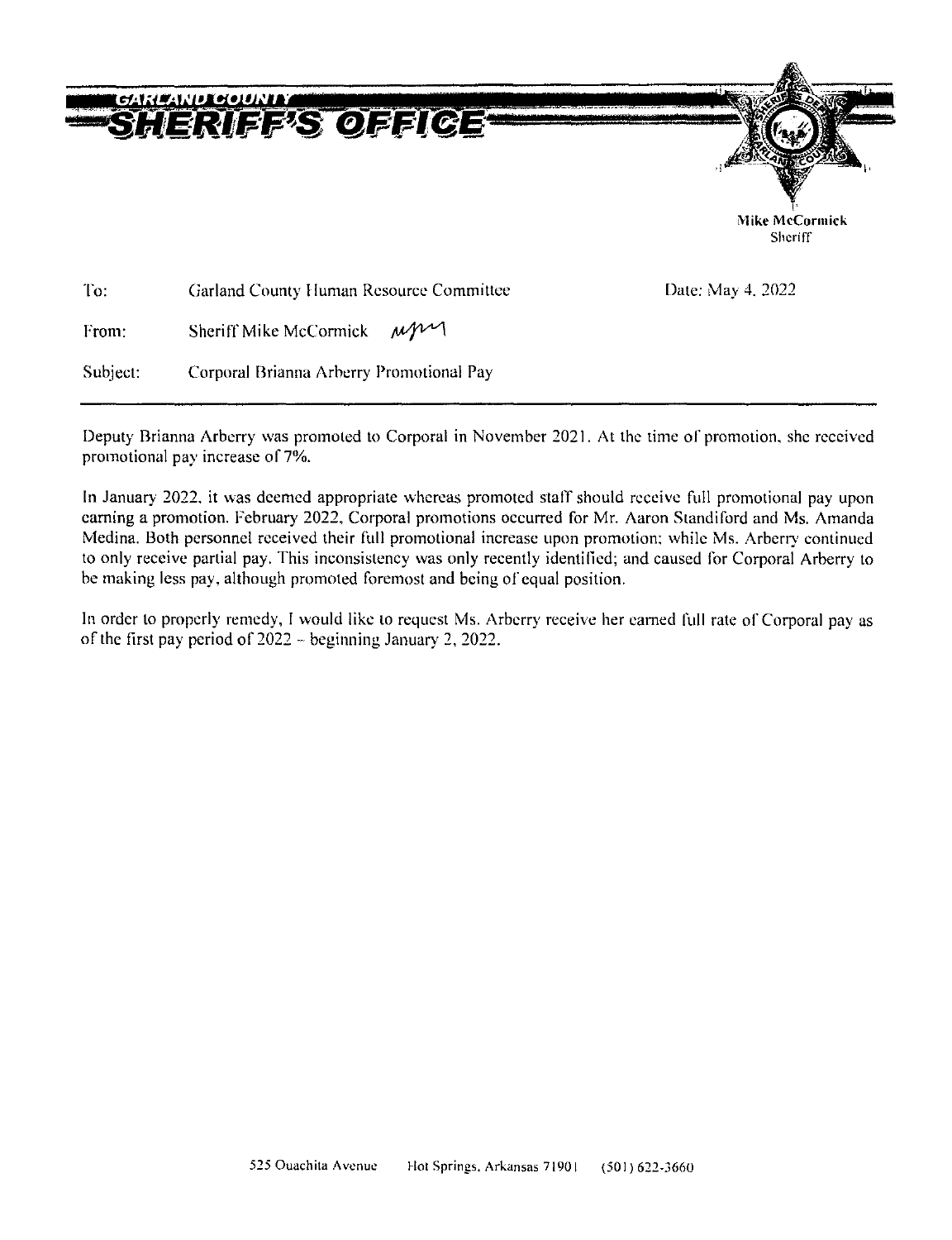# GARLAND COUNTY SHERIFF'S OFFICE

Mike McCormick
Sheriff

To: Garland County Human Resource Committee

Date: May 4, 2022

From: Sheriff Mike McCormick *MM*

Subject: Corporal Brianna Arberry Promotional Pay

---

Deputy Brianna Arberry was promoted to Corporal in November 2021. At the time of promotion, she received promotional pay increase of 7%.

In January 2022, it was deemed appropriate whereas promoted staff should receive full promotional pay upon earning a promotion. February 2022, Corporal promotions occurred for Mr. Aaron Standiford and Ms. Amanda Medina. Both personnel received their full promotional increase upon promotion; while Ms. Arberry continued to only receive partial pay. This inconsistency was only recently identified; and caused for Corporal Arberry to be making less pay, although promoted foremost and being of equal position.

In order to properly remedy, I would like to request Ms. Arberry receive her earned full rate of Corporal pay as of the first pay period of 2022 – beginning January 2, 2022.

525 Ouachita Avenue Hot Springs, Arkansas 71901 (501) 622-3660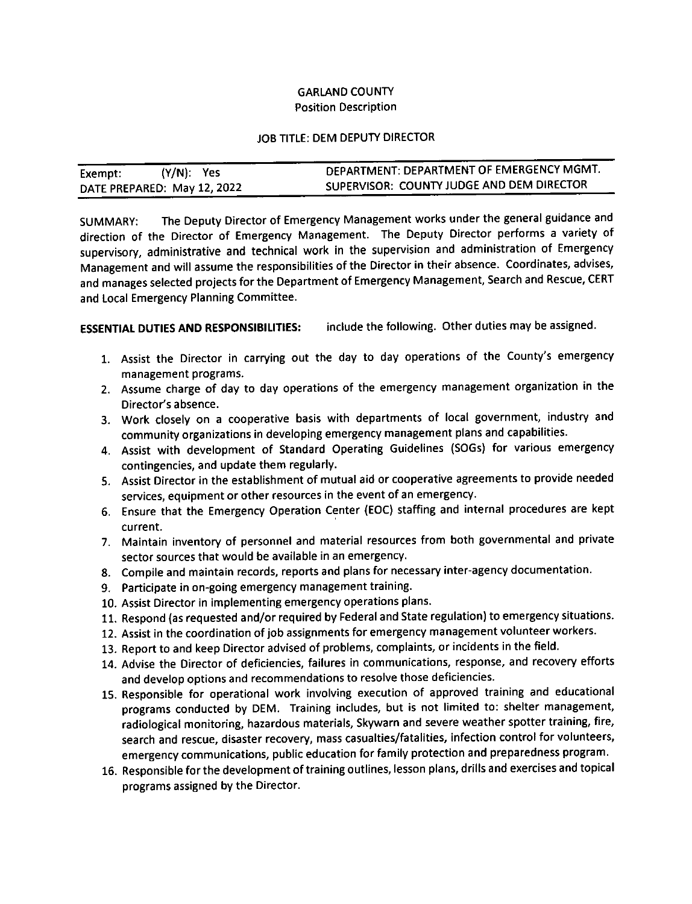GARLAND COUNTY

Position Description

JOB TITLE: DEM DEPUTY DIRECTOR

| | |
|---|---|
| Exempt: (Y/N): Yes | DEPARTMENT: DEPARTMENT OF EMERGENCY MGMT. |
| DATE PREPARED: May 12, 2022 | SUPERVISOR: COUNTY JUDGE AND DEM DIRECTOR |

SUMMARY: The Deputy Director of Emergency Management works under the general guidance and direction of the Director of Emergency Management. The Deputy Director performs a variety of supervisory, administrative and technical work in the supervision and administration of Emergency Management and will assume the responsibilities of the Director in their absence. Coordinates, advises, and manages selected projects for the Department of Emergency Management, Search and Rescue, CERT and Local Emergency Planning Committee.

**ESSENTIAL DUTIES AND RESPONSIBILITIES:** include the following. Other duties may be assigned.

1. Assist the Director in carrying out the day to day operations of the County's emergency management programs.
2. Assume charge of day to day operations of the emergency management organization in the Director's absence.
3. Work closely on a cooperative basis with departments of local government, industry and community organizations in developing emergency management plans and capabilities.
4. Assist with development of Standard Operating Guidelines (SOGs) for various emergency contingencies, and update them regularly.
5. Assist Director in the establishment of mutual aid or cooperative agreements to provide needed services, equipment or other resources in the event of an emergency.
6. Ensure that the Emergency Operation Center (EOC) staffing and internal procedures are kept current.
7. Maintain inventory of personnel and material resources from both governmental and private sector sources that would be available in an emergency.
8. Compile and maintain records, reports and plans for necessary inter-agency documentation.
9. Participate in on-going emergency management training.
10. Assist Director in implementing emergency operations plans.
11. Respond (as requested and/or required by Federal and State regulation) to emergency situations.
12. Assist in the coordination of job assignments for emergency management volunteer workers.
13. Report to and keep Director advised of problems, complaints, or incidents in the field.
14. Advise the Director of deficiencies, failures in communications, response, and recovery efforts and develop options and recommendations to resolve those deficiencies.
15. Responsible for operational work involving execution of approved training and educational programs conducted by DEM. Training includes, but is not limited to: shelter management, radiological monitoring, hazardous materials, Skywarn and severe weather spotter training, fire, search and rescue, disaster recovery, mass casualties/fatalities, infection control for volunteers, emergency communications, public education for family protection and preparedness program.
16. Responsible for the development of training outlines, lesson plans, drills and exercises and topical programs assigned by the Director.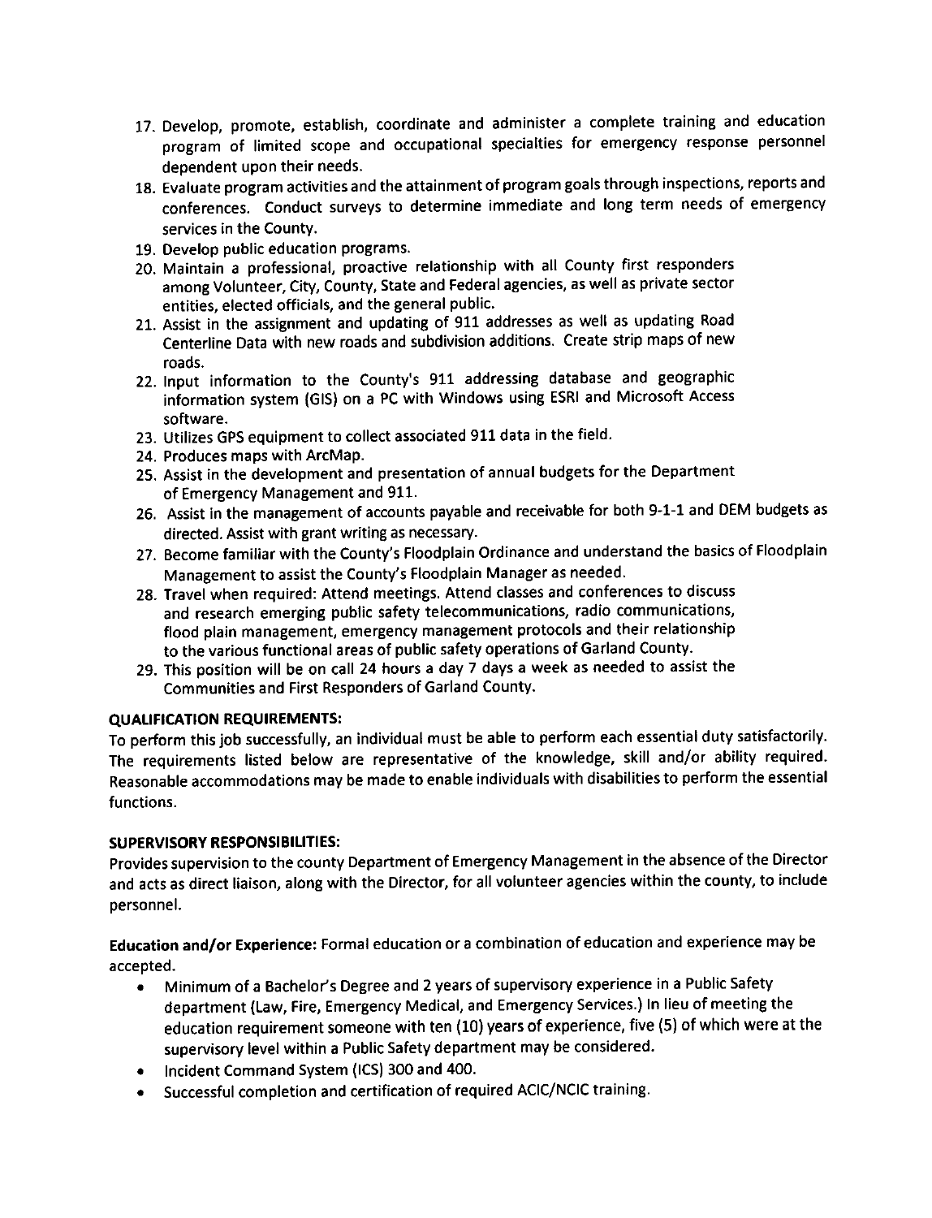17. Develop, promote, establish, coordinate and administer a complete training and education program of limited scope and occupational specialties for emergency response personnel dependent upon their needs.
18. Evaluate program activities and the attainment of program goals through inspections, reports and conferences. Conduct surveys to determine immediate and long term needs of emergency services in the County.
19. Develop public education programs.
20. Maintain a professional, proactive relationship with all County first responders among Volunteer, City, County, State and Federal agencies, as well as private sector entities, elected officials, and the general public.
21. Assist in the assignment and updating of 911 addresses as well as updating Road Centerline Data with new roads and subdivision additions. Create strip maps of new roads.
22. Input information to the County's 911 addressing database and geographic information system (GIS) on a PC with Windows using ESRI and Microsoft Access software.
23. Utilizes GPS equipment to collect associated 911 data in the field.
24. Produces maps with ArcMap.
25. Assist in the development and presentation of annual budgets for the Department of Emergency Management and 911.
26. Assist in the management of accounts payable and receivable for both 9-1-1 and DEM budgets as directed. Assist with grant writing as necessary.
27. Become familiar with the County's Floodplain Ordinance and understand the basics of Floodplain Management to assist the County's Floodplain Manager as needed.
28. Travel when required: Attend meetings. Attend classes and conferences to discuss and research emerging public safety telecommunications, radio communications, flood plain management, emergency management protocols and their relationship to the various functional areas of public safety operations of Garland County.
29. This position will be on call 24 hours a day 7 days a week as needed to assist the Communities and First Responders of Garland County.

**QUALIFICATION REQUIREMENTS:**

To perform this job successfully, an individual must be able to perform each essential duty satisfactorily. The requirements listed below are representative of the knowledge, skill and/or ability required. Reasonable accommodations may be made to enable individuals with disabilities to perform the essential functions.

**SUPERVISORY RESPONSIBILITIES:**

Provides supervision to the county Department of Emergency Management in the absence of the Director and acts as direct liaison, along with the Director, for all volunteer agencies within the county, to include personnel.

**Education and/or Experience:** Formal education or a combination of education and experience may be accepted.

- Minimum of a Bachelor's Degree and 2 years of supervisory experience in a Public Safety department (Law, Fire, Emergency Medical, and Emergency Services.) In lieu of meeting the education requirement someone with ten (10) years of experience, five (5) of which were at the supervisory level within a Public Safety department may be considered.
- Incident Command System (ICS) 300 and 400.
- Successful completion and certification of required ACIC/NCIC training.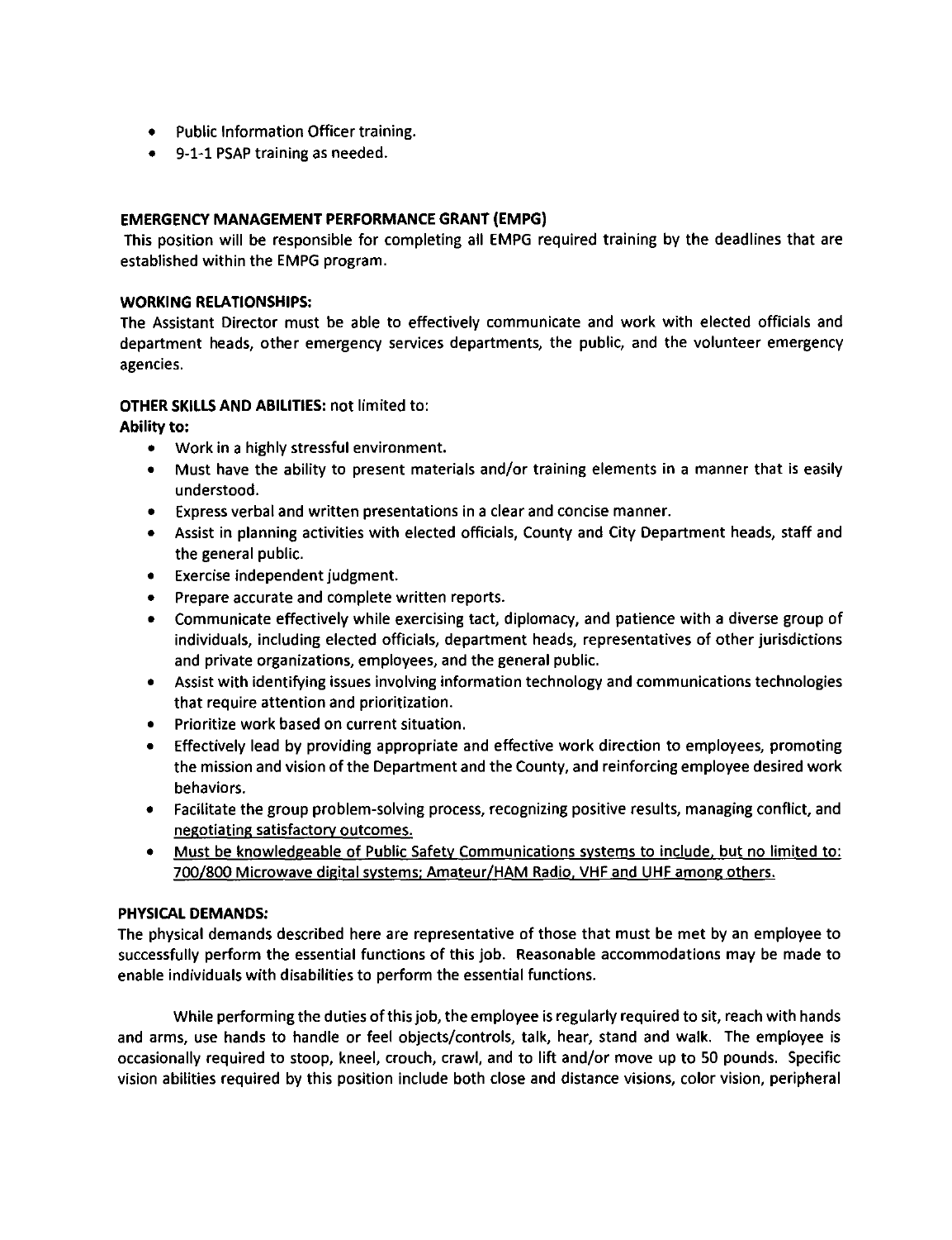- Public Information Officer training.
- 9-1-1 PSAP training as needed.

**EMERGENCY MANAGEMENT PERFORMANCE GRANT (EMPG)**

This position will be responsible for completing all EMPG required training by the deadlines that are established within the EMPG program.

**WORKING RELATIONSHIPS:**

The Assistant Director must be able to effectively communicate and work with elected officials and department heads, other emergency services departments, the public, and the volunteer emergency agencies.

**OTHER SKILLS AND ABILITIES:** not limited to:

**Ability to:**

- Work in a highly stressful environment.
- Must have the ability to present materials and/or training elements in a manner that is easily understood.
- Express verbal and written presentations in a clear and concise manner.
- Assist in planning activities with elected officials, County and City Department heads, staff and the general public.
- Exercise independent judgment.
- Prepare accurate and complete written reports.
- Communicate effectively while exercising tact, diplomacy, and patience with a diverse group of individuals, including elected officials, department heads, representatives of other jurisdictions and private organizations, employees, and the general public.
- Assist with identifying issues involving information technology and communications technologies that require attention and prioritization.
- Prioritize work based on current situation.
- Effectively lead by providing appropriate and effective work direction to employees, promoting the mission and vision of the Department and the County, and reinforcing employee desired work behaviors.
- Facilitate the group problem-solving process, recognizing positive results, managing conflict, and <u>negotiating satisfactory outcomes.</u>
- <u>Must be knowledgeable of Public Safety Communications systems to include, but no limited to: 700/800 Microwave digital systems; Amateur/HAM Radio, VHF and UHF among others.</u>

**PHYSICAL DEMANDS:**

The physical demands described here are representative of those that must be met by an employee to successfully perform the essential functions of this job. Reasonable accommodations may be made to enable individuals with disabilities to perform the essential functions.

While performing the duties of this job, the employee is regularly required to sit, reach with hands and arms, use hands to handle or feel objects/controls, talk, hear, stand and walk. The employee is occasionally required to stoop, kneel, crouch, crawl, and to lift and/or move up to 50 pounds. Specific vision abilities required by this position include both close and distance visions, color vision, peripheral